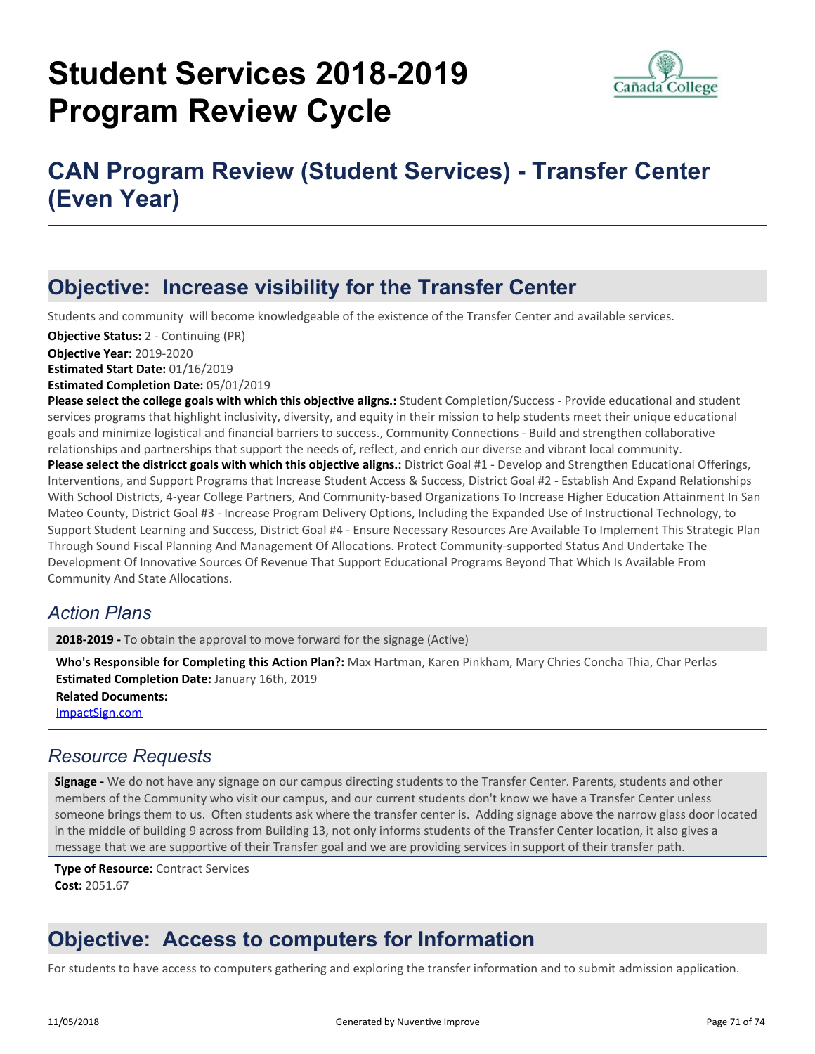# Student Services 2018-2019 Program Review Cycle

## CAN Program Review (Student Services) - Transfer Center (Even Year)

---

## Objective: Increase visibility for the Transfer Center

Students and community will become knowledgeable of the existence of the Transfer Center and available services.

**Objective Status:** 2 - Continuing (PR)
**Objective Year:** 2019-2020
**Estimated Start Date:** 01/16/2019
**Estimated Completion Date:** 05/01/2019
**Please select the college goals with which this objective aligns.:** Student Completion/Success - Provide educational and student services programs that highlight inclusivity, diversity, and equity in their mission to help students meet their unique educational goals and minimize logistical and financial barriers to success., Community Connections - Build and strengthen collaborative relationships and partnerships that support the needs of, reflect, and enrich our diverse and vibrant local community.
**Please select the districct goals with which this objective aligns.:** District Goal #1 - Develop and Strengthen Educational Offerings, Interventions, and Support Programs that Increase Student Access & Success, District Goal #2 - Establish And Expand Relationships With School Districts, 4-year College Partners, And Community-based Organizations To Increase Higher Education Attainment In San Mateo County, District Goal #3 - Increase Program Delivery Options, Including the Expanded Use of Instructional Technology, to Support Student Learning and Success, District Goal #4 - Ensure Necessary Resources Are Available To Implement This Strategic Plan Through Sound Fiscal Planning And Management Of Allocations. Protect Community-supported Status And Undertake The Development Of Innovative Sources Of Revenue That Support Educational Programs Beyond That Which Is Available From Community And State Allocations.

### *Action Plans*

**2018-2019 -** To obtain the approval to move forward for the signage (Active)

**Who's Responsible for Completing this Action Plan?:** Max Hartman, Karen Pinkham, Mary Chries Concha Thia, Char Perlas
**Estimated Completion Date:** January 16th, 2019
**Related Documents:**
ImpactSign.com

### *Resource Requests*

**Signage -** We do not have any signage on our campus directing students to the Transfer Center. Parents, students and other members of the Community who visit our campus, and our current students don't know we have a Transfer Center unless someone brings them to us. Often students ask where the transfer center is. Adding signage above the narrow glass door located in the middle of building 9 across from Building 13, not only informs students of the Transfer Center location, it also gives a message that we are supportive of their Transfer goal and we are providing services in support of their transfer path.

**Type of Resource:** Contract Services
**Cost:** 2051.67

## Objective: Access to computers for Information

For students to have access to computers gathering and exploring the transfer information and to submit admission application.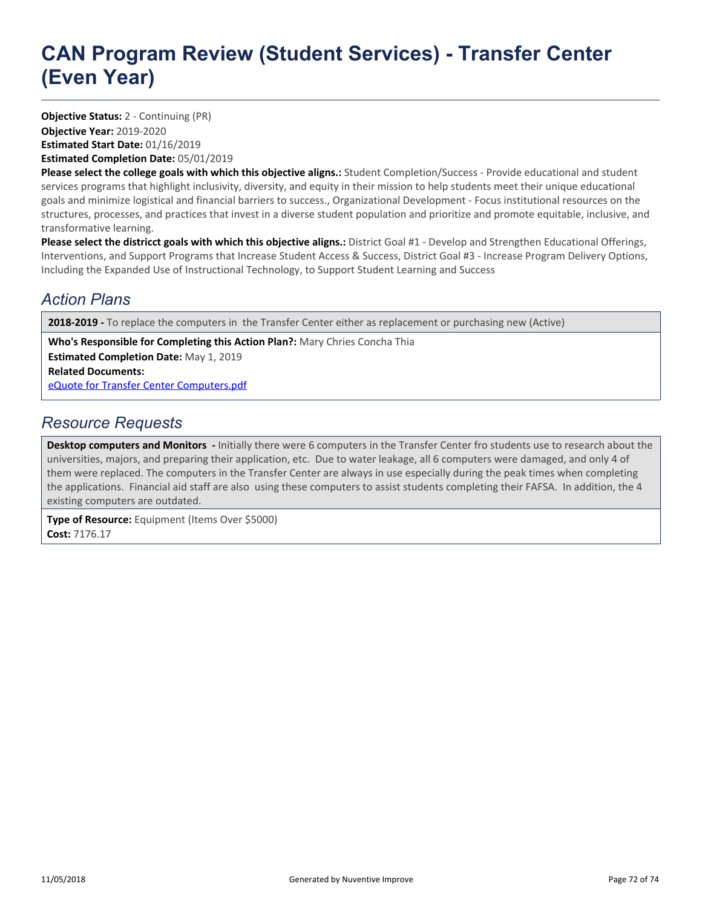# CAN Program Review (Student Services) - Transfer Center (Even Year)

**Objective Status:** 2 - Continuing (PR)
**Objective Year:** 2019-2020
**Estimated Start Date:** 01/16/2019
**Estimated Completion Date:** 05/01/2019
**Please select the college goals with which this objective aligns.:** Student Completion/Success - Provide educational and student services programs that highlight inclusivity, diversity, and equity in their mission to help students meet their unique educational goals and minimize logistical and financial barriers to success., Organizational Development - Focus institutional resources on the structures, processes, and practices that invest in a diverse student population and prioritize and promote equitable, inclusive, and transformative learning.
**Please select the districct goals with which this objective aligns.:** District Goal #1 - Develop and Strengthen Educational Offerings, Interventions, and Support Programs that Increase Student Access & Success, District Goal #3 - Increase Program Delivery Options, Including the Expanded Use of Instructional Technology, to Support Student Learning and Success

## *Action Plans*

**2018-2019 -** To replace the computers in the Transfer Center either as replacement or purchasing new (Active)

**Who's Responsible for Completing this Action Plan?:** Mary Chries Concha Thia
**Estimated Completion Date:** May 1, 2019
**Related Documents:**
eQuote for Transfer Center Computers.pdf

## *Resource Requests*

**Desktop computers and Monitors -** Initially there were 6 computers in the Transfer Center fro students use to research about the universities, majors, and preparing their application, etc. Due to water leakage, all 6 computers were damaged, and only 4 of them were replaced. The computers in the Transfer Center are always in use especially during the peak times when completing the applications. Financial aid staff are also using these computers to assist students completing their FAFSA. In addition, the 4 existing computers are outdated.

**Type of Resource:** Equipment (Items Over $5000)
**Cost:** 7176.17